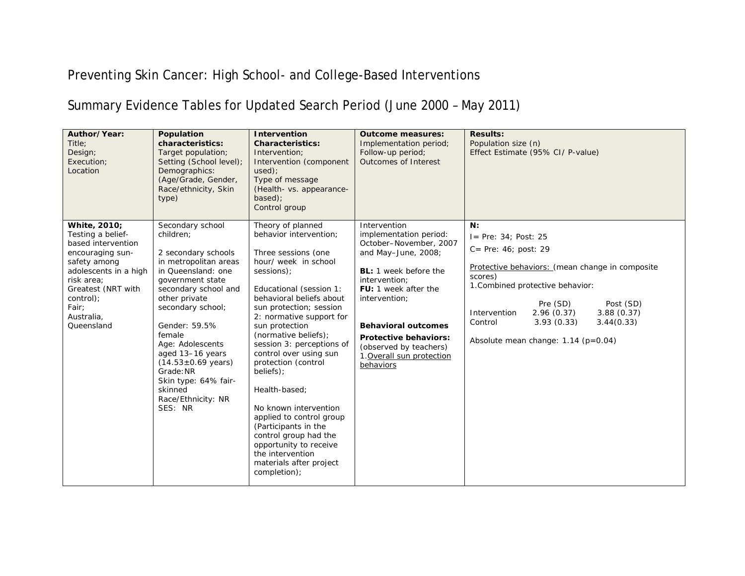# Preventing Skin Cancer: High School- and College-Based Interventions

## Summary Evidence Tables for Updated Search Period (June 2000 – May 2011)

| **Author/Year:**<br>Title;<br>Design;<br>Execution;<br>Location | **Population characteristics:**<br>Target population;<br>Setting (School level);<br>Demographics:<br>(Age/Grade, Gender, Race/ethnicity, Skin type) | **Intervention Characteristics:**<br>Intervention;<br>Intervention (component used);<br>Type of message (Health- vs. appearance-based);<br>Control group | **Outcome measures:**<br>Implementation period;<br>Follow-up period;<br>Outcomes of Interest | **Results:**<br>Population size (n)<br>Effect Estimate (95% CI/ P-value) |
|---|---|---|---|---|
| **White, 2010;**<br>Testing a belief-based intervention encouraging sun-safety among adolescents in a high risk area;<br>Greatest (NRT with control);<br>Fair;<br>Australia, Queensland | Secondary school children;<br><br>2 secondary schools in metropolitan areas in Queensland: one government state secondary school and other private secondary school;<br><br>Gender: 59.5% female<br>Age: Adolescents aged 13–16 years (14.53±0.69 years)<br>Grade: NR<br>Skin type: 64% fair-skinned<br>Race/Ethnicity: NR<br>SES: NR | Theory of planned behavior intervention;<br><br>Three sessions (one hour/ week in school sessions);<br><br>Educational (session 1: behavioral beliefs about sun protection; session 2: normative support for sun protection (normative beliefs); session 3: perceptions of control over using sun protection (control beliefs);<br><br>Health-based;<br><br>No known intervention applied to control group (Participants in the control group had the opportunity to receive the intervention materials after project completion); | Intervention implementation period: October–November, 2007 and May–June, 2008;<br><br>**BL:** 1 week before the intervention;<br>**FU:** 1 week after the intervention;<br><br>**Behavioral outcomes**<br>**Protective behaviors:** (observed by teachers)<br>1. Overall sun protection behaviors | **N:**<br>I= Pre: 34; Post: 25<br>C= Pre: 46; post: 29<br><br>Protective behaviors: (mean change in composite scores)<br>1. Combined protective behavior:<br><br>Pre (SD) / Post (SD)<br>Intervention: 2.96 (0.37) / 3.88 (0.37)<br>Control: 3.93 (0.33) / 3.44(0.33)<br><br>Absolute mean change: 1.14 (p=0.04) |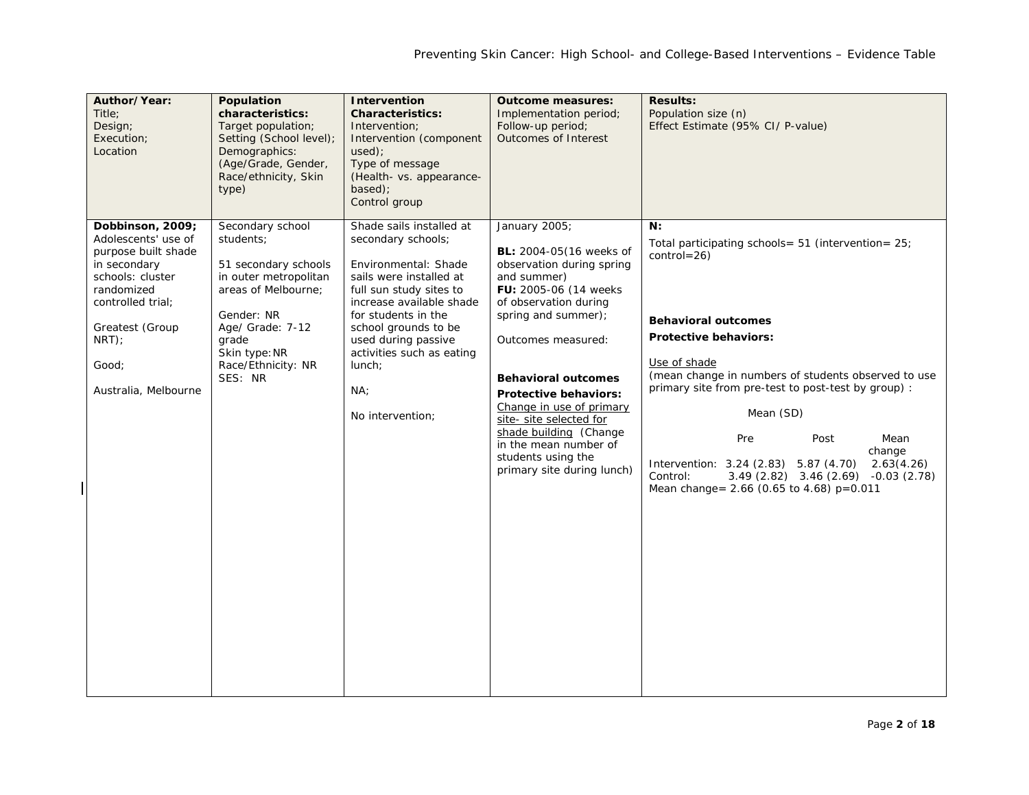| **Author/Year:**<br>Title;<br>Design;<br>Execution;<br>Location | **Population characteristics:**<br>Target population;<br>Setting (School level);<br>Demographics:<br>(Age/Grade, Gender, Race/ethnicity, Skin type) | **Intervention Characteristics:**<br>Intervention;<br>Intervention (component used);<br>Type of message (Health- vs. appearance-based);<br>Control group | **Outcome measures:**<br>Implementation period;<br>Follow-up period;<br>Outcomes of Interest | **Results:**<br>Population size (n)<br>Effect Estimate (95% CI/ P-value) |
|---|---|---|---|---|
| **Dobbinson, 2009;**<br>Adolescents' use of purpose built shade in secondary schools: cluster randomized controlled trial;<br><br>Greatest (Group NRT);<br><br>Good;<br><br>Australia, Melbourne | Secondary school students;<br><br>51 secondary schools in outer metropolitan areas of Melbourne;<br><br>Gender: NR<br>Age/ Grade: 7-12 grade<br>Skin type: NR<br>Race/Ethnicity: NR<br>SES: NR | Shade sails installed at secondary schools;<br><br>Environmental: Shade sails were installed at full sun study sites to increase available shade for students in the school grounds to be used during passive activities such as eating lunch;<br><br>NA;<br><br>No intervention; | January 2005;<br><br>**BL:** 2004-05(16 weeks of observation during spring and summer)<br>**FU:** 2005-06 (14 weeks of observation during spring and summer);<br><br>Outcomes measured:<br><br>**Behavioral outcomes**<br>**Protective behaviors:**<br>Change in use of primary site- site selected for shade building (Change in the mean number of students using the primary site during lunch) | **N:**<br>Total participating schools= 51 (intervention= 25; control=26)<br><br>**Behavioral outcomes**<br>**Protective behaviors:**<br><br>Use of shade<br>(mean change in numbers of students observed to use primary site from pre-test to post-test by group) :<br><br>Mean (SD)<br><br>Pre / Post / Mean change<br>Intervention: 3.24 (2.83) / 5.87 (4.70) / 2.63(4.26)<br>Control: 3.49 (2.82) / 3.46 (2.69) / -0.03 (2.78)<br>Mean change= 2.66 (0.65 to 4.68) p=0.011 |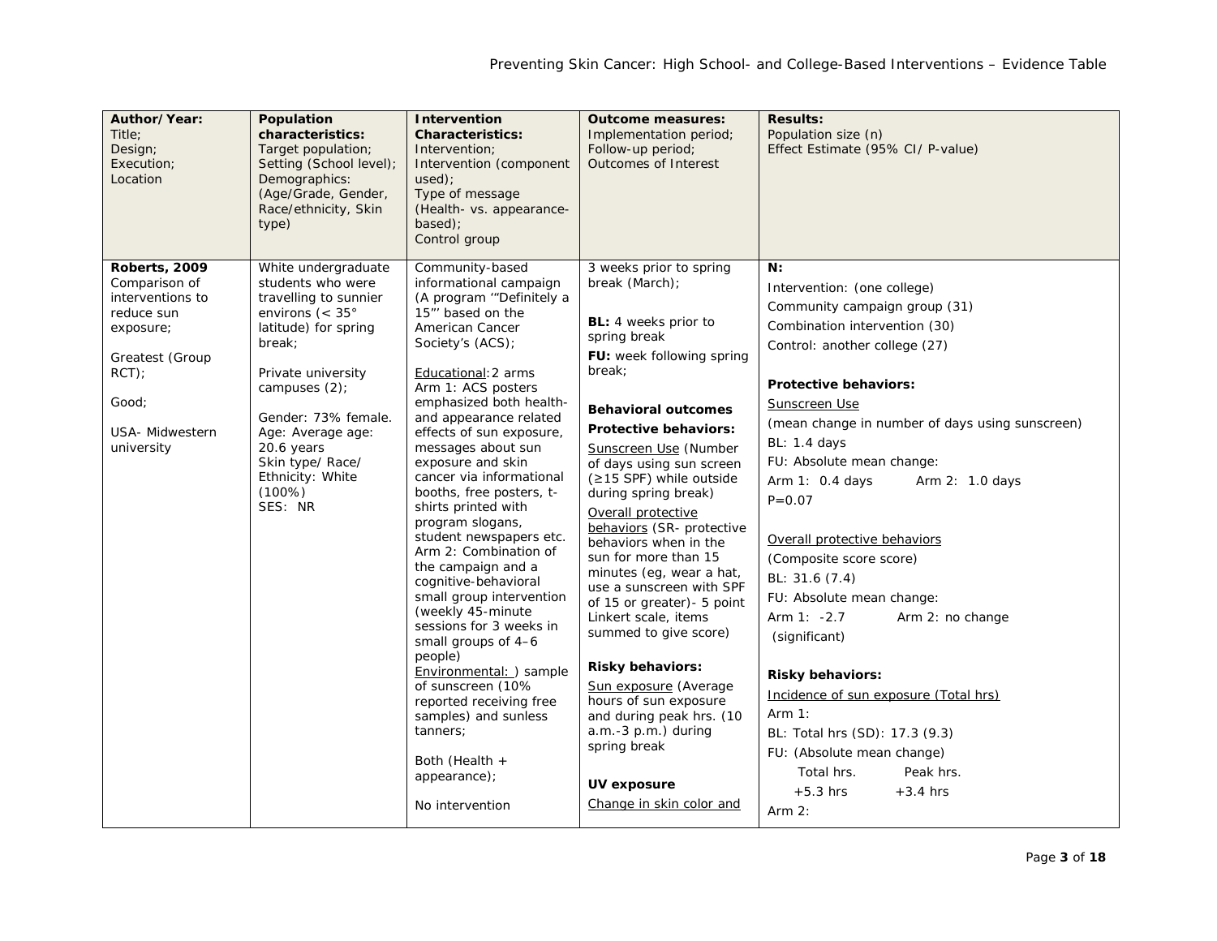| Author/Year:<br>Title;<br>Design;<br>Execution;<br>Location | Population characteristics:<br>Target population;<br>Setting (School level);<br>Demographics:<br>(Age/Grade, Gender, Race/ethnicity, Skin type) | Intervention Characteristics:<br>Intervention;<br>Intervention (component used);<br>Type of message (Health- vs. appearance-based);<br>Control group | Outcome measures:<br>Implementation period;<br>Follow-up period;<br>Outcomes of Interest | Results:<br>Population size (n)<br>Effect Estimate (95% CI/ P-value) |
|---|---|---|---|---|
| **Roberts, 2009**<br>Comparison of interventions to reduce sun exposure;<br><br>Greatest (Group RCT);<br><br>Good;<br><br>USA- Midwestern university | White undergraduate students who were travelling to sunnier environs (< 35° latitude) for spring break;<br><br>Private university campuses (2);<br><br>Gender: 73% female.<br>Age: Average age: 20.6 years<br>Skin type/ Race/ Ethnicity: White (100%)<br>SES: NR | Community-based informational campaign (A program '"Definitely a 15"' based on the American Cancer Society's (ACS);<br><br>Educational: 2 arms<br>Arm 1: ACS posters emphasized both health- and appearance related effects of sun exposure, messages about sun exposure and skin cancer via informational booths, free posters, t-shirts printed with program slogans, student newspapers etc.<br>Arm 2: Combination of the campaign and a cognitive-behavioral small group intervention (weekly 45-minute sessions for 3 weeks in small groups of 4–6 people)<br>Environmental: ) sample of sunscreen (10% reported receiving free samples) and sunless tanners;<br><br>Both (Health + appearance);<br><br>No intervention | 3 weeks prior to spring break (March);<br><br>**BL:** 4 weeks prior to spring break<br>**FU:** week following spring break;<br><br>**Behavioral outcomes**<br>**Protective behaviors:**<br>Sunscreen Use (Number of days using sun screen (≥15 SPF) while outside during spring break)<br>Overall protective behaviors (SR- protective behaviors when in the sun for more than 15 minutes (eg, wear a hat, use a sunscreen with SPF of 15 or greater)- 5 point Linkert scale, items summed to give score)<br><br>**Risky behaviors:**<br>Sun exposure (Average hours of sun exposure and during peak hrs. (10 a.m.-3 p.m.) during spring break<br><br>**UV exposure**<br>Change in skin color and | **N:**<br>Intervention: (one college)<br>Community campaign group (31)<br>Combination intervention (30)<br>Control: another college (27)<br><br>**Protective behaviors:**<br>Sunscreen Use<br>(mean change in number of days using sunscreen)<br>BL: 1.4 days<br>FU: Absolute mean change:<br>Arm 1: 0.4 days Arm 2: 1.0 days<br>P=0.07<br><br>Overall protective behaviors<br>(Composite score score)<br>BL: 31.6 (7.4)<br>FU: Absolute mean change:<br>Arm 1: -2.7 Arm 2: no change<br>(significant)<br><br>**Risky behaviors:**<br>Incidence of sun exposure (Total hrs)<br>Arm 1:<br>BL: Total hrs (SD): 17.3 (9.3)<br>FU: (Absolute mean change)<br>Total hrs. Peak hrs.<br>+5.3 hrs +3.4 hrs<br>Arm 2: |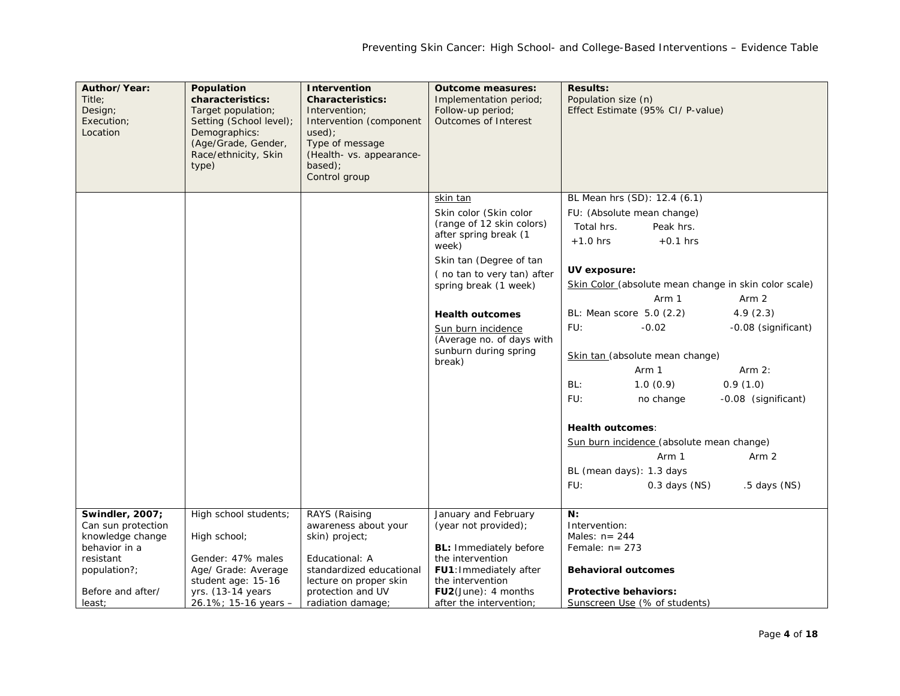| Author/Year: Title; Design; Execution; Location | Population characteristics: Target population; Setting (School level); Demographics: (Age/Grade, Gender, Race/ethnicity, Skin type) | Intervention Characteristics: Intervention; Intervention (component used); Type of message (Health- vs. appearance-based); Control group | Outcome measures: Implementation period; Follow-up period; Outcomes of Interest | Results: Population size (n) Effect Estimate (95% CI/ P-value) |
|---|---|---|---|---|
| | | | skin tan<br>Skin color (Skin color (range of 12 skin colors) after spring break (1 week)<br>Skin tan (Degree of tan ( no tan to very tan) after spring break (1 week)<br><br>**Health outcomes**<br>Sun burn incidence (Average no. of days with sunburn during spring break) | BL Mean hrs (SD): 12.4 (6.1)<br>FU: (Absolute mean change)<br>Total hrs. Peak hrs.<br>+1.0 hrs +0.1 hrs<br><br>**UV exposure:**<br>Skin Color (absolute mean change in skin color scale)<br>Arm 1 Arm 2<br>BL: Mean score 5.0 (2.2) 4.9 (2.3)<br>FU: -0.02 -0.08 (significant)<br><br>Skin tan (absolute mean change)<br>Arm 1 Arm 2:<br>BL: 1.0 (0.9) 0.9 (1.0)<br>FU: no change -0.08 (significant)<br><br>**Health outcomes**:<br>Sun burn incidence (absolute mean change)<br>Arm 1 Arm 2<br>BL (mean days): 1.3 days<br>FU: 0.3 days (NS) .5 days (NS) |
| **Swindler, 2007;**<br>Can sun protection knowledge change behavior in a resistant population?;<br><br>Before and after/ least; | High school students;<br><br>High school;<br><br>Gender: 47% males<br>Age/ Grade: Average student age: 15-16 yrs. (13-14 years 26.1%; 15-16 years – | RAYS (Raising awareness about your skin) project;<br><br>Educational: A standardized educational lecture on proper skin protection and UV radiation damage; | January and February (year not provided);<br><br>**BL:** Immediately before the intervention<br>**FU1**:Immediately after the intervention<br>**FU2**(June): 4 months after the intervention; | **N:**<br>Intervention:<br>Males: n= 244<br>Female: n= 273<br><br>**Behavioral outcomes**<br><br>**Protective behaviors:**<br>Sunscreen Use (% of students) |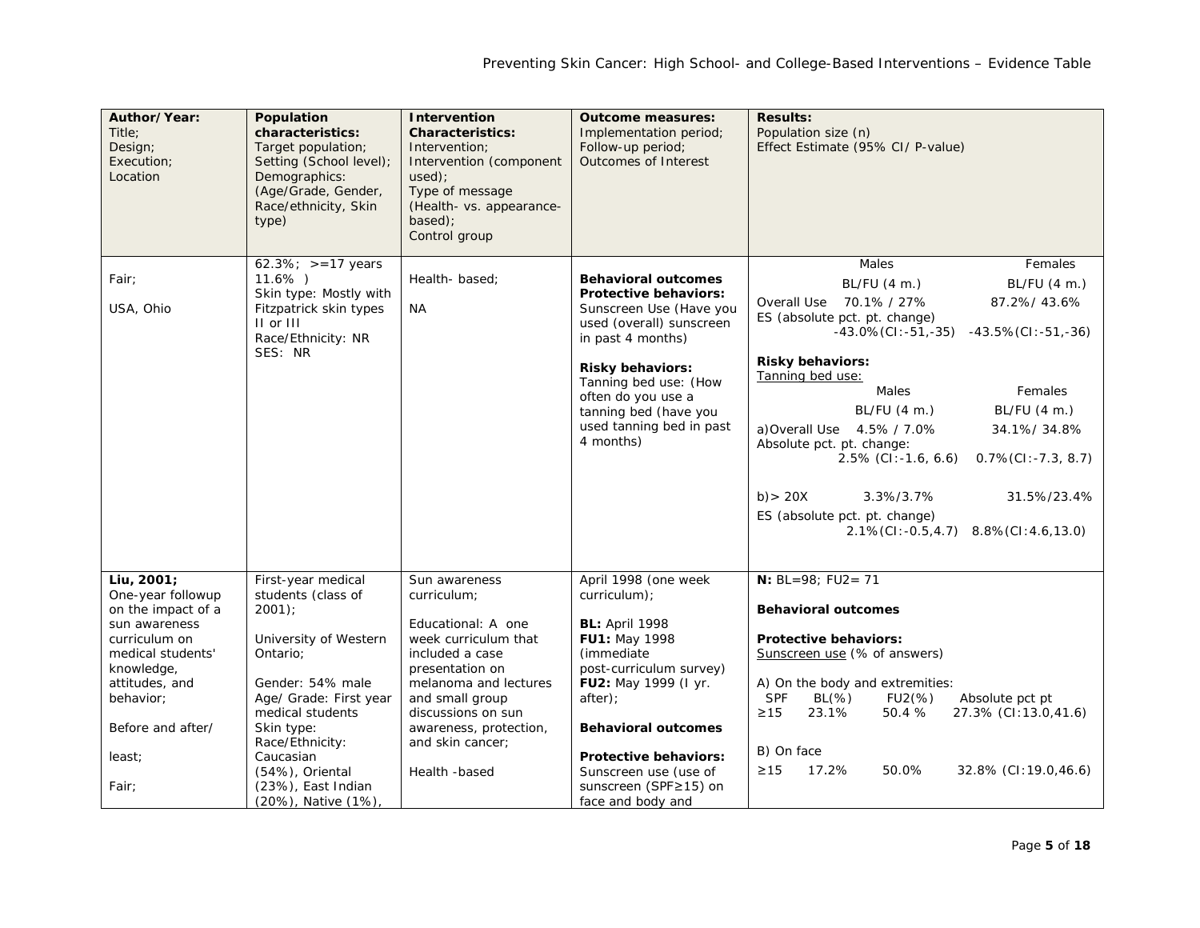| Author/Year: Title; Design; Execution; Location | Population characteristics: Target population; Setting (School level); Demographics: (Age/Grade, Gender, Race/ethnicity, Skin type) | Intervention Characteristics: Intervention; Intervention (component used); Type of message (Health- vs. appearance-based); Control group | Outcome measures: Implementation period; Follow-up period; Outcomes of Interest | Results: Population size (n) Effect Estimate (95% CI/ P-value) |
|---|---|---|---|---|
| Fair;<br><br>USA, Ohio | 62.3%; >=17 years 11.6% )<br>Skin type: Mostly with Fitzpatrick skin types II or III<br>Race/Ethnicity: NR<br>SES: NR | Health- based;<br><br>NA | **Behavioral outcomes**<br>**Protective behaviors:**<br>Sunscreen Use (Have you used (overall) sunscreen in past 4 months)<br><br>**Risky behaviors:**<br>Tanning bed use: (How often do you use a tanning bed (have you used tanning bed in past 4 months) | Males / Females<br>BL/FU (4 m.) / BL/FU (4 m.)<br>Overall Use 70.1% / 27% / 87.2%/ 43.6%<br>ES (absolute pct. pt. change)<br>-43.0%(CI:-51,-35) / -43.5%(CI:-51,-36)<br><br>**Risky behaviors:**<br>Tanning bed use:<br>Males / Females<br>BL/FU (4 m.) / BL/FU (4 m.)<br>a)Overall Use 4.5% / 7.0% / 34.1%/ 34.8%<br>Absolute pct. pt. change:<br>2.5% (CI:-1.6, 6.6) / 0.7%(CI:-7.3, 8.7)<br><br>b)> 20X 3.3%/3.7% / 31.5%/23.4%<br>ES (absolute pct. pt. change)<br>2.1%(CI:-0.5,4.7) / 8.8%(CI:4.6,13.0) |
| **Liu, 2001;**<br>One-year followup on the impact of a sun awareness curriculum on medical students' knowledge, attitudes, and behavior;<br><br>Before and after/<br><br>least;<br><br>Fair; | First-year medical students (class of 2001);<br><br>University of Western Ontario;<br><br>Gender: 54% male<br>Age/ Grade: First year medical students<br>Skin type:<br>Race/Ethnicity: Caucasian (54%), Oriental (23%), East Indian (20%), Native (1%), | Sun awareness curriculum;<br><br>Educational: A one week curriculum that included a case presentation on melanoma and lectures and small group discussions on sun awareness, protection, and skin cancer;<br><br>Health -based | April 1998 (one week curriculum);<br><br>**BL:** April 1998<br>**FU1:** May 1998 (immediate post-curriculum survey)<br>**FU2:** May 1999 (I yr. after);<br><br>**Behavioral outcomes**<br><br>**Protective behaviors:**<br>Sunscreen use (use of sunscreen (SPF≥15) on face and body and | **N:** BL=98; FU2= 71<br><br>**Behavioral outcomes**<br><br>**Protective behaviors:**<br>Sunscreen use (% of answers)<br><br>A) On the body and extremities:<br>SPF / BL(%) / FU2(%) / Absolute pct pt<br>≥15 / 23.1% / 50.4 % / 27.3% (CI:13.0,41.6)<br><br>B) On face<br>≥15 / 17.2% / 50.0% / 32.8% (CI:19.0,46.6) |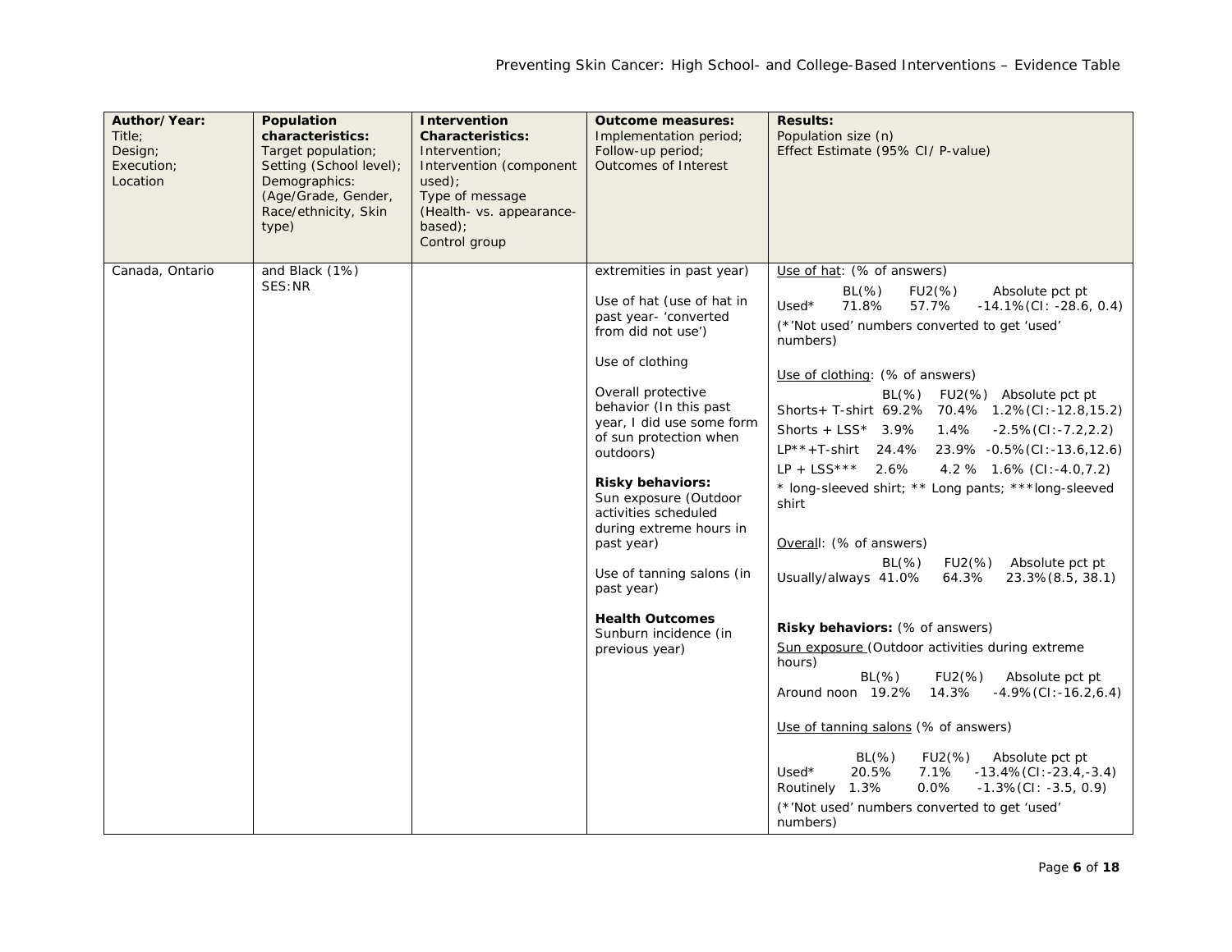| Author/Year:<br>Title;<br>Design;<br>Execution;<br>Location | Population characteristics:<br>Target population;<br>Setting (School level);<br>Demographics:<br>(Age/Grade, Gender, Race/ethnicity, Skin type) | Intervention Characteristics:<br>Intervention;<br>Intervention (component used);<br>Type of message (Health- vs. appearance-based);<br>Control group | Outcome measures:<br>Implementation period;<br>Follow-up period;<br>Outcomes of Interest | Results:<br>Population size (n)<br>Effect Estimate (95% CI/ P-value) |
|---|---|---|---|---|
| Canada, Ontario | and Black (1%)<br>SES:NR | | extremities in past year)<br><br>Use of hat (use of hat in past year- 'converted from did not use')<br><br>Use of clothing<br><br>Overall protective behavior (In this past year, I did use some form of sun protection when outdoors)<br><br>**Risky behaviors:**<br>Sun exposure (Outdoor activities scheduled during extreme hours in past year)<br><br>Use of tanning salons (in past year)<br><br>**Health Outcomes**<br>Sunburn incidence (in previous year) | Use of hat: (% of answers)<br>BL(%) FU2(%) Absolute pct pt<br>Used* 71.8% 57.7% -14.1%(CI: -28.6, 0.4)<br>(*'Not used' numbers converted to get 'used' numbers)<br><br>Use of clothing: (% of answers)<br>BL(%) FU2(%) Absolute pct pt<br>Shorts+ T-shirt 69.2% 70.4% 1.2%(CI:-12.8,15.2)<br>Shorts + LSS* 3.9% 1.4% -2.5%(CI:-7.2,2.2)<br>LP**+T-shirt 24.4% 23.9% -0.5%(CI:-13.6,12.6)<br>LP + LSS*** 2.6% 4.2 % 1.6% (CI:-4.0,7.2)<br>* long-sleeved shirt; ** Long pants; ***long-sleeved shirt<br><br>Overall: (% of answers)<br>BL(%) FU2(%) Absolute pct pt<br>Usually/always 41.0% 64.3% 23.3%(8.5, 38.1)<br><br>**Risky behaviors:** (% of answers)<br>Sun exposure (Outdoor activities during extreme hours)<br>BL(%) FU2(%) Absolute pct pt<br>Around noon 19.2% 14.3% -4.9%(CI:-16.2,6.4)<br><br>Use of tanning salons (% of answers)<br>BL(%) FU2(%) Absolute pct pt<br>Used* 20.5% 7.1% -13.4%(CI:-23.4,-3.4)<br>Routinely 1.3% 0.0% -1.3%(CI: -3.5, 0.9)<br>(*'Not used' numbers converted to get 'used' numbers) |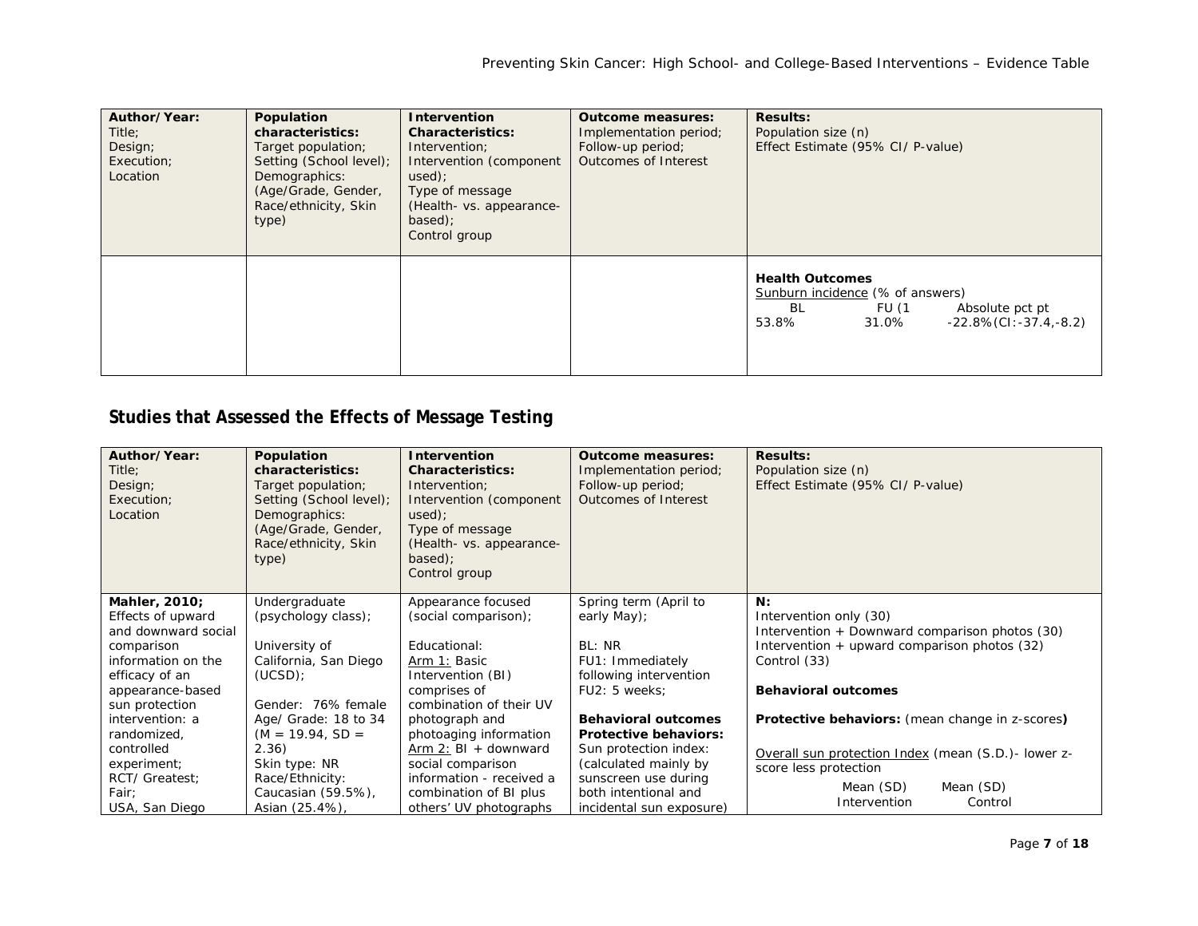| Author/Year:<br>Title;<br>Design;<br>Execution;<br>Location | Population characteristics:<br>Target population;<br>Setting (School level);<br>Demographics:<br>(Age/Grade, Gender, Race/ethnicity, Skin type) | Intervention Characteristics:<br>Intervention;<br>Intervention (component used);<br>Type of message<br>(Health- vs. appearance-based);<br>Control group | Outcome measures:<br>Implementation period;<br>Follow-up period;<br>Outcomes of Interest | Results:<br>Population size (n)<br>Effect Estimate (95% CI/ P-value) |
|---|---|---|---|---|
| | | | | **Health Outcomes**<br>Sunburn incidence (% of answers)<br>BL FU (1 Absolute pct pt<br>53.8% 31.0% -22.8%(CI:-37.4,-8.2) |

## Studies that Assessed the Effects of Message Testing

| Author/Year:<br>Title;<br>Design;<br>Execution;<br>Location | Population characteristics:<br>Target population;<br>Setting (School level);<br>Demographics:<br>(Age/Grade, Gender, Race/ethnicity, Skin type) | Intervention Characteristics:<br>Intervention;<br>Intervention (component used);<br>Type of message<br>(Health- vs. appearance-based);<br>Control group | Outcome measures:<br>Implementation period;<br>Follow-up period;<br>Outcomes of Interest | Results:<br>Population size (n)<br>Effect Estimate (95% CI/ P-value) |
|---|---|---|---|---|
| **Mahler, 2010;**<br>Effects of upward and downward social comparison information on the efficacy of an appearance-based sun protection intervention: a randomized, controlled experiment;<br>RCT/ Greatest;<br>Fair;<br>USA, San Diego | Undergraduate (psychology class);<br><br>University of California, San Diego (UCSD);<br><br>Gender: 76% female<br>Age/ Grade: 18 to 34 (M = 19.94, SD = 2.36)<br>Skin type: NR<br>Race/Ethnicity: Caucasian (59.5%), Asian (25.4%), | Appearance focused (social comparison);<br><br>Educational:<br>Arm 1: Basic Intervention (BI) comprises of combination of their UV photograph and photoaging information<br>Arm 2: BI + downward social comparison information - received a combination of BI plus others' UV photographs | Spring term (April to early May);<br><br>BL: NR<br>FU1: Immediately following intervention<br>FU2: 5 weeks;<br><br>**Behavioral outcomes**<br>**Protective behaviors:**<br>Sun protection index: (calculated mainly by sunscreen use during both intentional and incidental sun exposure) | **N:**<br>Intervention only (30)<br>Intervention + Downward comparison photos (30)<br>Intervention + upward comparison photos (32)<br>Control (33)<br><br>**Behavioral outcomes**<br><br>**Protective behaviors:** (mean change in z-scores**)**<br><br>Overall sun protection Index (mean (S.D.)- lower z-score less protection<br>Mean (SD) Intervention Mean (SD) Control |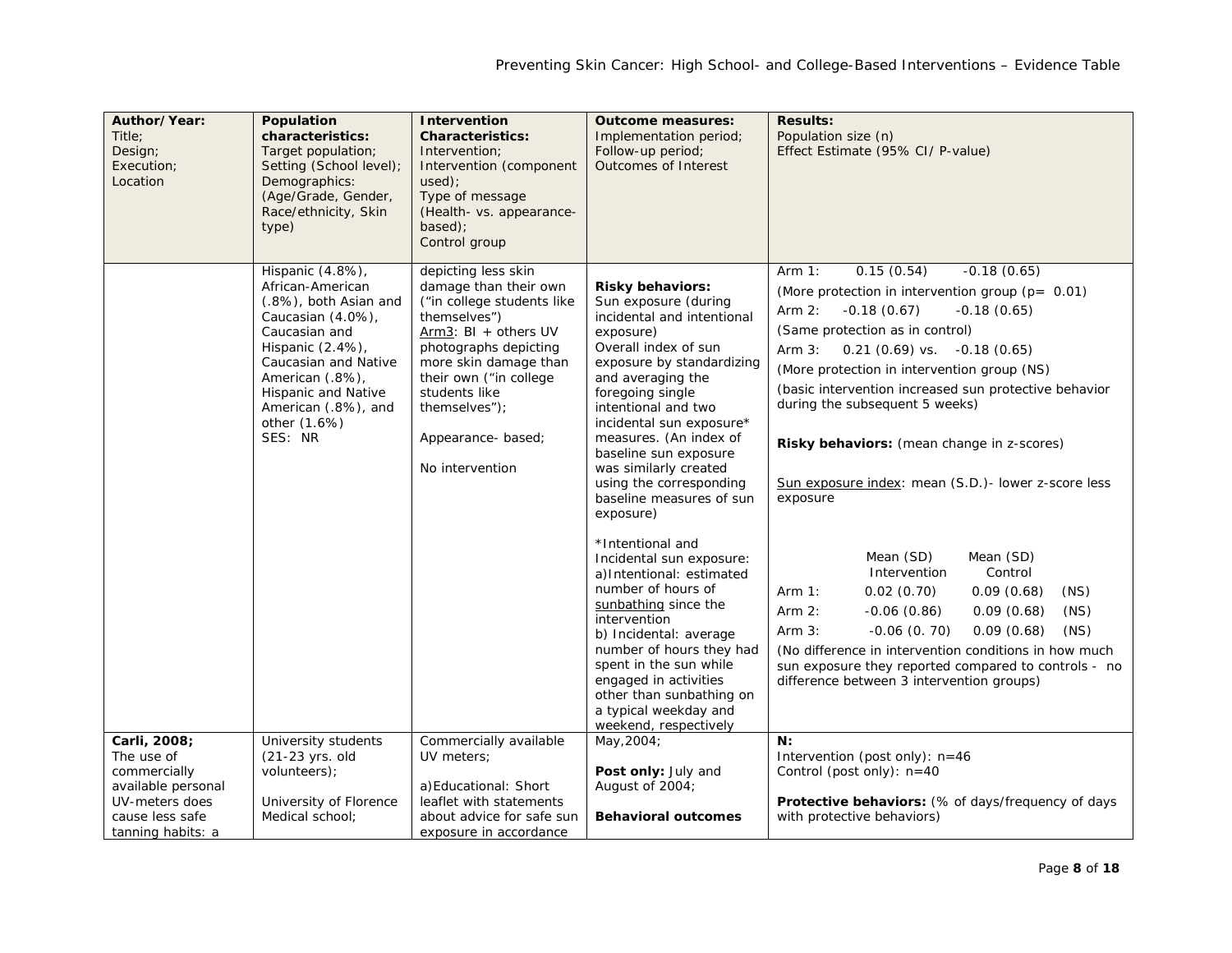| Author/Year: Title; Design; Execution; Location | Population characteristics: Target population; Setting (School level); Demographics: (Age/Grade, Gender, Race/ethnicity, Skin type) | Intervention Characteristics: Intervention; Intervention (component used); Type of message (Health- vs. appearance-based); Control group | Outcome measures: Implementation period; Follow-up period; Outcomes of Interest | Results: Population size (n) Effect Estimate (95% CI/ P-value) |
|---|---|---|---|---|
| | Hispanic (4.8%), African-American (.8%), both Asian and Caucasian (4.0%), Caucasian and Hispanic (2.4%), Caucasian and Native American (.8%), Hispanic and Native American (.8%), and other (1.6%)<br>SES: NR | depicting less skin damage than their own ("in college students like themselves")<br>Arm3: BI + others UV photographs depicting more skin damage than their own ("in college students like themselves");<br><br>Appearance- based;<br><br>No intervention | **Risky behaviors:**<br>Sun exposure (during incidental and intentional exposure)<br>Overall index of sun exposure by standardizing and averaging the foregoing single intentional and two incidental sun exposure* measures. (An index of baseline sun exposure was similarly created using the corresponding baseline measures of sun exposure)<br><br>*Intentional and Incidental sun exposure:<br>a)Intentional: estimated number of hours of sunbathing since the intervention<br>b) Incidental: average number of hours they had spent in the sun while engaged in activities other than sunbathing on a typical weekday and weekend, respectively | Arm 1: 0.15 (0.54) -0.18 (0.65)<br>(More protection in intervention group (p= 0.01)<br>Arm 2: -0.18 (0.67) -0.18 (0.65)<br>(Same protection as in control)<br>Arm 3: 0.21 (0.69) vs. -0.18 (0.65)<br>(More protection in intervention group (NS)<br>(basic intervention increased sun protective behavior during the subsequent 5 weeks)<br><br>**Risky behaviors:** (mean change in z-scores)<br><br>Sun exposure index: mean (S.D.)- lower z-score less exposure<br><br>Mean (SD) Intervention / Mean (SD) Control<br>Arm 1: 0.02 (0.70) 0.09 (0.68) (NS)<br>Arm 2: -0.06 (0.86) 0.09 (0.68) (NS)<br>Arm 3: -0.06 (0. 70) 0.09 (0.68) (NS)<br>(No difference in intervention conditions in how much sun exposure they reported compared to controls - no difference between 3 intervention groups) |
| **Carli, 2008;**<br>The use of commercially available personal UV-meters does cause less safe tanning habits: a | University students (21-23 yrs. old volunteers);<br><br>University of Florence Medical school; | Commercially available UV meters;<br><br>a)Educational: Short leaflet with statements about advice for safe sun exposure in accordance | May,2004;<br><br>**Post only:** July and August of 2004;<br><br>**Behavioral outcomes** | **N:**<br>Intervention (post only): n=46<br>Control (post only): n=40<br><br>**Protective behaviors:** (% of days/frequency of days with protective behaviors) |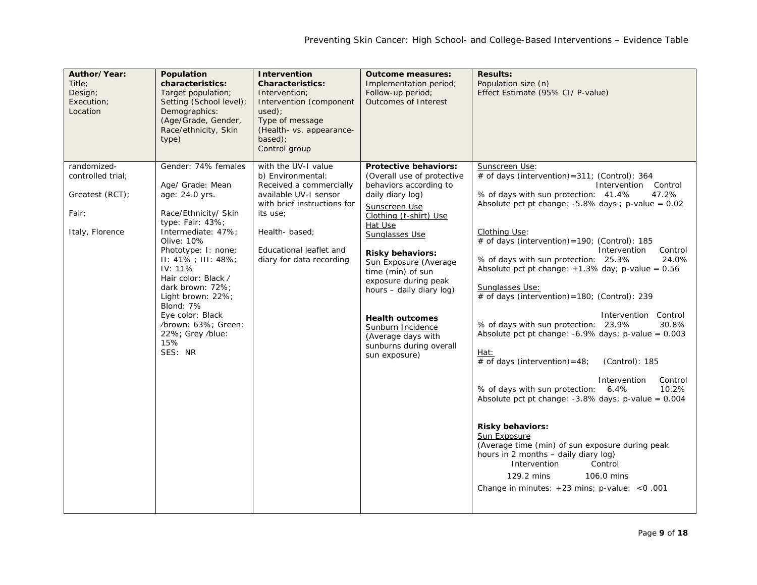| Author/Year: Title; Design; Execution; Location | Population characteristics: Target population; Setting (School level); Demographics: (Age/Grade, Gender, Race/ethnicity, Skin type) | Intervention Characteristics: Intervention; Intervention (component used); Type of message (Health- vs. appearance-based); Control group | Outcome measures: Implementation period; Follow-up period; Outcomes of Interest | Results: Population size (n) Effect Estimate (95% CI/ P-value) |
|---|---|---|---|---|
| randomized-controlled trial;<br><br>Greatest (RCT);<br><br>Fair;<br><br>Italy, Florence | Gender: 74% females<br><br>Age/ Grade: Mean age: 24.0 yrs.<br><br>Race/Ethnicity/ Skin type: Fair: 43%; Intermediate: 47%; Olive: 10%<br>Phototype: I: none; II: 41% ; III: 48%; IV: 11%<br>Hair color: Black / dark brown: 72%; Light brown: 22%; Blond: 7%<br>Eye color: Black /brown: 63%; Green: 22%; Grey /blue: 15%<br>SES: NR | with the UV-I value<br>b) Environmental: Received a commercially available UV-I sensor with brief instructions for its use;<br><br>Health- based;<br><br>Educational leaflet and diary for data recording | **Protective behaviors:** (Overall use of protective behaviors according to daily diary log)<br>Sunscreen Use<br>Clothing (t-shirt) Use<br>Hat Use<br>Sunglasses Use<br><br>**Risky behaviors:**<br>Sun Exposure (Average time (min) of sun exposure during peak hours – daily diary log)<br><br>**Health outcomes**<br>Sunburn Incidence (Average days with sunburns during overall sun exposure) | Sunscreen Use:<br># of days (intervention)=311; (Control): 364<br>Intervention Control<br>% of days with sun protection: 41.4% 47.2%<br>Absolute pct pt change: -5.8% days ; p-value = 0.02<br><br>Clothing Use:<br># of days (intervention)=190; (Control): 185<br>Intervention Control<br>% of days with sun protection: 25.3% 24.0%<br>Absolute pct pt change: +1.3% day; p-value = 0.56<br><br>Sunglasses Use:<br># of days (intervention)=180; (Control): 239<br>Intervention Control<br>% of days with sun protection: 23.9% 30.8%<br>Absolute pct pt change: -6.9% days; p-value = 0.003<br><br>Hat:<br># of days (intervention)=48; (Control): 185<br>Intervention Control<br>% of days with sun protection: 6.4% 10.2%<br>Absolute pct pt change: -3.8% days; p-value = 0.004<br><br>**Risky behaviors:**<br>Sun Exposure<br>(Average time (min) of sun exposure during peak hours in 2 months – daily diary log)<br>Intervention Control<br>129.2 mins 106.0 mins<br>Change in minutes: +23 mins; p-value: <0 .001 |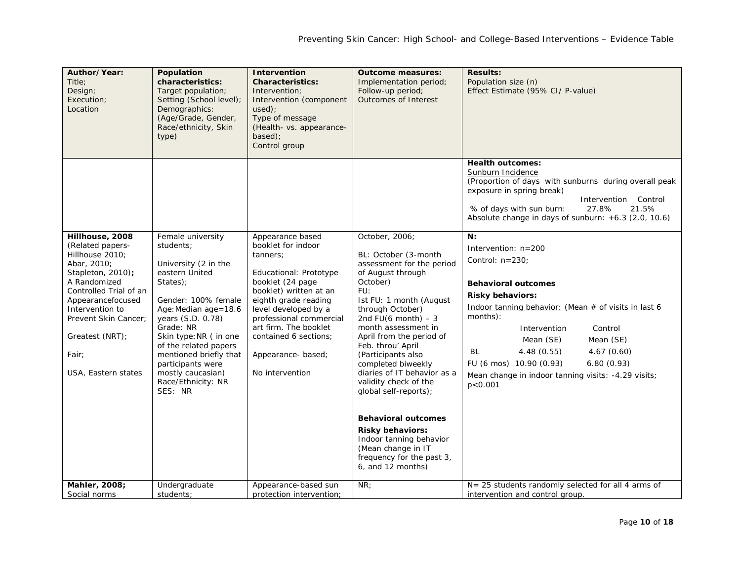| Author/Year: Title; Design; Execution; Location | Population characteristics: Target population; Setting (School level); Demographics: (Age/Grade, Gender, Race/ethnicity, Skin type) | Intervention Characteristics: Intervention; Intervention (component used); Type of message (Health- vs. appearance-based); Control group | Outcome measures: Implementation period; Follow-up period; Outcomes of Interest | Results: Population size (n) Effect Estimate (95% CI/ P-value) |
|---|---|---|---|---|
| | | | | **Health outcomes:**<br>Sunburn Incidence<br>(Proportion of days with sunburns during overall peak exposure in spring break)<br>Intervention Control<br>% of days with sun burn: 27.8% 21.5%<br>Absolute change in days of sunburn: +6.3 (2.0, 10.6) |
| **Hillhouse, 2008**<br>(Related papers- Hillhouse 2010; Abar, 2010; Stapleton, 2010)**;**<br>A Randomized Controlled Trial of an Appearancefocused Intervention to Prevent Skin Cancer;<br><br>Greatest (NRT);<br><br>Fair;<br><br>USA, Eastern states | Female university students;<br><br>University (2 in the eastern United States);<br><br>Gender: 100% female<br>Age: Median age=18.6 years (S.D. 0.78)<br>Grade: NR<br>Skin type: NR ( in one of the related papers mentioned briefly that participants were mostly caucasian)<br>Race/Ethnicity: NR<br>SES: NR | Appearance based booklet for indoor tanners;<br><br>Educational: Prototype booklet (24 page booklet) written at an eighth grade reading level developed by a professional commercial art firm. The booklet contained 6 sections;<br><br>Appearance- based;<br><br>No intervention | October, 2006;<br><br>BL: October (3-month assessment for the period of August through October)<br>FU:<br>Ist FU: 1 month (August through October)<br>2nd FU(6 month) – 3 month assessment in April from the period of Feb. throu' April (Participants also completed biweekly diaries of IT behavior as a validity check of the global self-reports);<br><br>**Behavioral outcomes**<br>**Risky behaviors:**<br>Indoor tanning behavior (Mean change in IT frequency for the past 3, 6, and 12 months) | **N:**<br>Intervention: n=200<br>Control: n=230;<br><br>**Behavioral outcomes**<br>**Risky behaviors:**<br>Indoor tanning behavior: (Mean # of visits in last 6 months):<br>Intervention Control<br>Mean (SE) Mean (SE)<br>BL 4.48 (0.55) 4.67 (0.60)<br>FU (6 mos) 10.90 (0.93) 6.80 (0.93)<br>Mean change in indoor tanning visits: -4.29 visits; p<0.001 |
| **Mahler, 2008;**<br>Social norms | Undergraduate students; | Appearance-based sun protection intervention; | NR; | N= 25 students randomly selected for all 4 arms of intervention and control group. |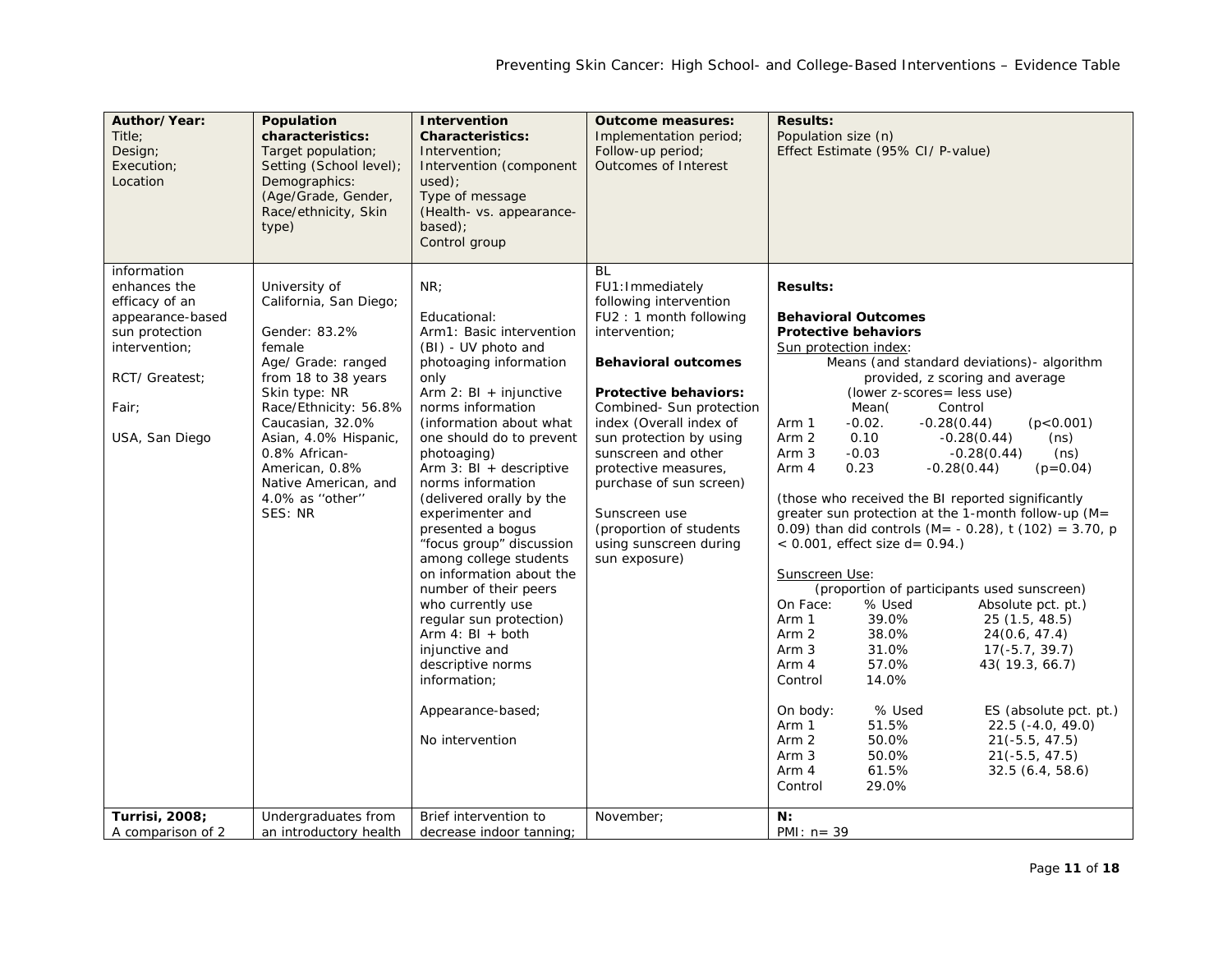| Author/Year: Title; Design; Execution; Location | Population characteristics: Target population; Setting (School level); Demographics: (Age/Grade, Gender, Race/ethnicity, Skin type) | Intervention Characteristics: Intervention; Intervention (component used); Type of message (Health- vs. appearance-based); Control group | Outcome measures: Implementation period; Follow-up period; Outcomes of Interest | Results: Population size (n) Effect Estimate (95% CI/ P-value) |
|---|---|---|---|---|
| information enhances the efficacy of an appearance-based sun protection intervention;<br><br>RCT/ Greatest;<br><br>Fair;<br><br>USA, San Diego | University of California, San Diego;<br><br>Gender: 83.2% female<br>Age/ Grade: ranged from 18 to 38 years<br>Skin type: NR<br>Race/Ethnicity: 56.8% Caucasian, 32.0% Asian, 4.0% Hispanic, 0.8% African-American, 0.8% Native American, and 4.0% as ''other''<br>SES: NR | NR;<br><br>Educational:<br>Arm1: Basic intervention (BI) - UV photo and photoaging information only<br>Arm 2: BI + injunctive norms information (information about what one should do to prevent photoaging)<br>Arm 3: BI + descriptive norms information (delivered orally by the experimenter and presented a bogus "focus group" discussion among college students on information about the number of their peers who currently use regular sun protection)<br>Arm 4: BI + both injunctive and descriptive norms information;<br><br>Appearance-based;<br><br>No intervention | BL<br>FU1:Immediately following intervention<br>FU2 : 1 month following intervention;<br><br>**Behavioral outcomes**<br><br>**Protective behaviors:**<br>Combined- Sun protection index (Overall index of sun protection by using sunscreen and other protective measures, purchase of sun screen)<br><br>Sunscreen use (proportion of students using sunscreen during sun exposure) | **Results:**<br><br>**Behavioral Outcomes**<br>**Protective behaviors**<br>Sun protection index:<br>Means (and standard deviations)- algorithm provided, z scoring and average (lower z-scores= less use)<br>Mean( Control<br>Arm 1 -0.02. -0.28(0.44) (p<0.001)<br>Arm 2 0.10 -0.28(0.44) (ns)<br>Arm 3 -0.03 -0.28(0.44) (ns)<br>Arm 4 0.23 -0.28(0.44) (p=0.04)<br><br>(those who received the BI reported significantly greater sun protection at the 1-month follow-up (M= 0.09) than did controls (M= - 0.28), t (102) = 3.70, p < 0.001, effect size d= 0.94.)<br><br>Sunscreen Use:<br>(proportion of participants used sunscreen)<br>On Face: % Used Absolute pct. pt.)<br>Arm 1 39.0% 25 (1.5, 48.5)<br>Arm 2 38.0% 24(0.6, 47.4)<br>Arm 3 31.0% 17(-5.7, 39.7)<br>Arm 4 57.0% 43( 19.3, 66.7)<br>Control 14.0%<br><br>On body: % Used ES (absolute pct. pt.)<br>Arm 1 51.5% 22.5 (-4.0, 49.0)<br>Arm 2 50.0% 21(-5.5, 47.5)<br>Arm 3 50.0% 21(-5.5, 47.5)<br>Arm 4 61.5% 32.5 (6.4, 58.6)<br>Control 29.0% |
| **Turrisi, 2008;**<br>A comparison of 2 | Undergraduates from an introductory health | Brief intervention to decrease indoor tanning; | November; | **N:**<br>PMI: n= 39 |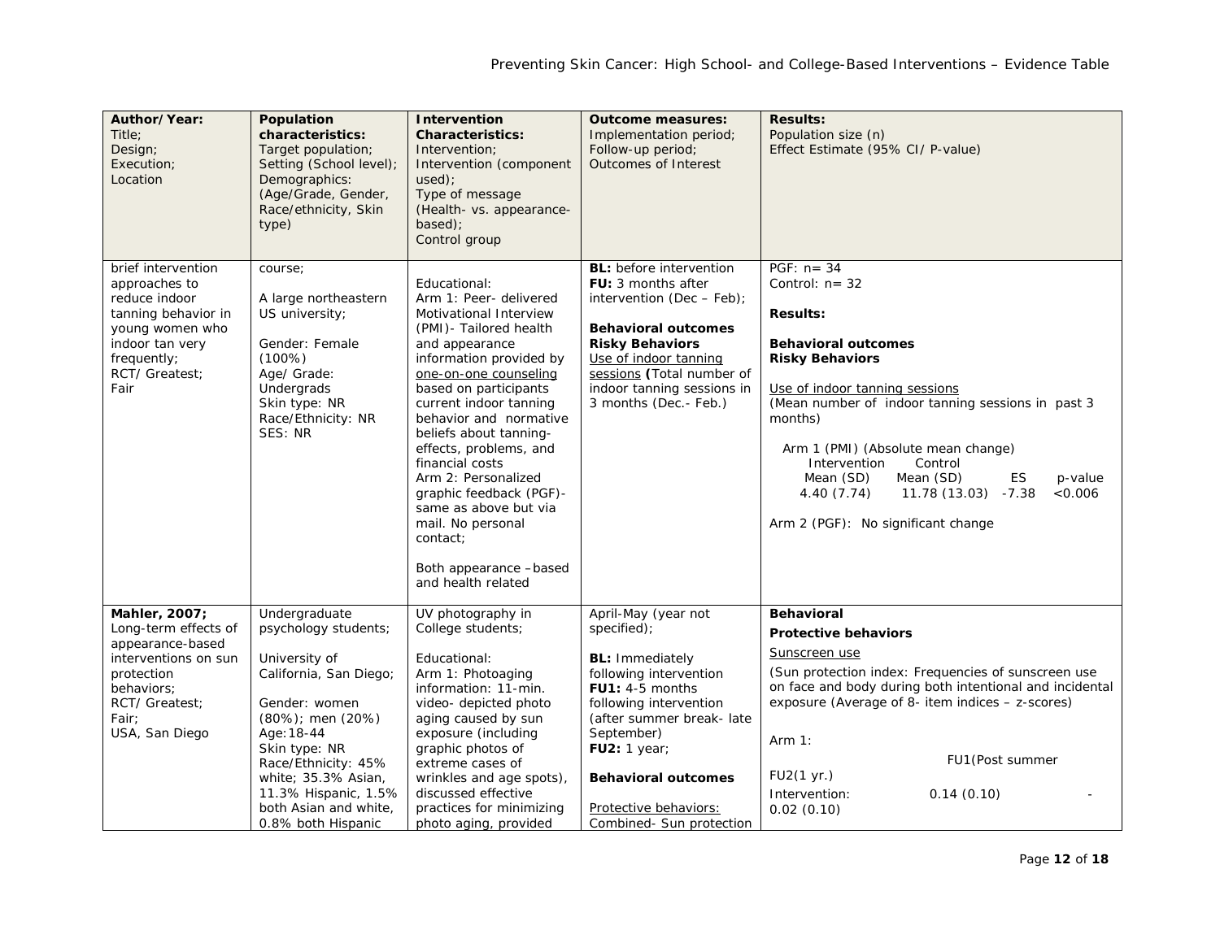| Author/Year: Title; Design; Execution; Location | Population characteristics: Target population; Setting (School level); Demographics: (Age/Grade, Gender, Race/ethnicity, Skin type) | Intervention Characteristics: Intervention; Intervention (component used); Type of message (Health- vs. appearance-based); Control group | Outcome measures: Implementation period; Follow-up period; Outcomes of Interest | Results: Population size (n) Effect Estimate (95% CI/ P-value) |
|---|---|---|---|---|
| brief intervention approaches to reduce indoor tanning behavior in young women who indoor tan very frequently; RCT/ Greatest; Fair | course;<br><br>A large northeastern US university;<br><br>Gender: Female (100%)<br>Age/ Grade: Undergrads<br>Skin type: NR<br>Race/Ethnicity: NR<br>SES: NR | Educational:<br>Arm 1: Peer- delivered Motivational Interview (PMI)- Tailored health and appearance information provided by one-on-one counseling based on participants current indoor tanning behavior and normative beliefs about tanning-effects, problems, and financial costs<br>Arm 2: Personalized graphic feedback (PGF)- same as above but via mail. No personal contact;<br><br>Both appearance –based and health related | **BL:** before intervention<br>**FU:** 3 months after intervention (Dec – Feb);<br><br>**Behavioral outcomes**<br>**Risky Behaviors**<br>Use of indoor tanning sessions **(**Total number of indoor tanning sessions in 3 months (Dec.- Feb.) | PGF: n= 34<br>Control: n= 32<br><br>**Results:**<br><br>**Behavioral outcomes**<br>**Risky Behaviors**<br><br>Use of indoor tanning sessions<br>(Mean number of indoor tanning sessions in past 3 months)<br><br>Arm 1 (PMI) (Absolute mean change)<br>Intervention Mean (SD): 4.40 (7.74); Control Mean (SD): 11.78 (13.03); ES: -7.38; p-value: <0.006<br><br>Arm 2 (PGF): No significant change |
| **Mahler, 2007;**<br>Long-term effects of appearance-based interventions on sun protection behaviors;<br>RCT/ Greatest;<br>Fair;<br>USA, San Diego | Undergraduate psychology students;<br><br>University of California, San Diego;<br><br>Gender: women (80%); men (20%)<br>Age:18-44<br>Skin type: NR<br>Race/Ethnicity: 45% white; 35.3% Asian, 11.3% Hispanic, 1.5% both Asian and white, 0.8% both Hispanic | UV photography in College students;<br><br>Educational:<br>Arm 1: Photoaging information: 11-min. video- depicted photo aging caused by sun exposure (including graphic photos of extreme cases of wrinkles and age spots), discussed effective practices for minimizing photo aging, provided | April-May (year not specified);<br><br>**BL:** Immediately following intervention<br>**FU1:** 4-5 months following intervention (after summer break- late September)<br>**FU2:** 1 year;<br><br>**Behavioral outcomes**<br><br>Protective behaviors:<br>Combined- Sun protection | **Behavioral**<br>**Protective behaviors**<br>Sunscreen use<br>(Sun protection index: Frequencies of sunscreen use on face and body during both intentional and incidental exposure (Average of 8- item indices – z-scores)<br><br>Arm 1:<br>FU1(Post summer / FU2(1 yr.)<br>Intervention: 0.14 (0.10) - 0.02 (0.10) |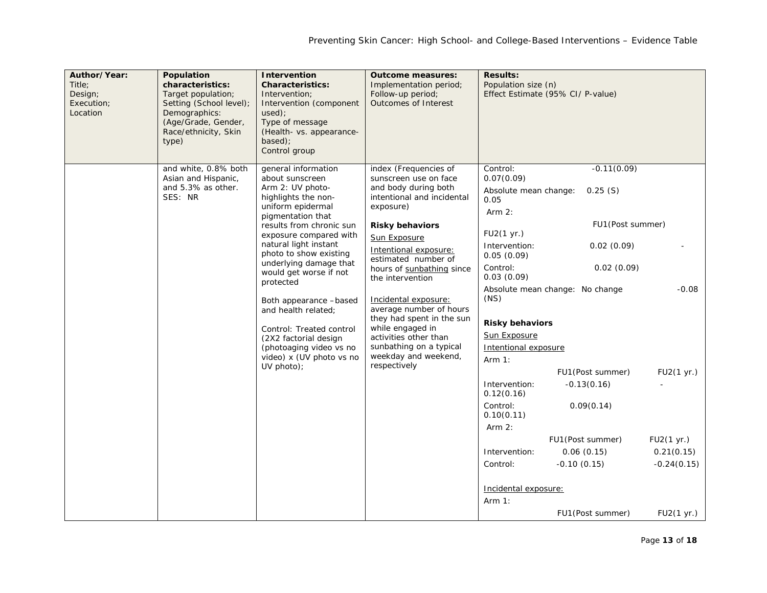| Author/Year: Title; Design; Execution; Location | Population characteristics: Target population; Setting (School level); Demographics: (Age/Grade, Gender, Race/ethnicity, Skin type) | Intervention Characteristics: Intervention; Intervention (component used); Type of message (Health- vs. appearance-based); Control group | Outcome measures: Implementation period; Follow-up period; Outcomes of Interest | Results: Population size (n) Effect Estimate (95% CI/ P-value) |
|---|---|---|---|---|
| | and white, 0.8% both Asian and Hispanic, and 5.3% as other.<br>SES: NR | general information about sunscreen<br>Arm 2: UV photo- highlights the non-uniform epidermal pigmentation that results from chronic sun exposure compared with natural light instant photo to show existing underlying damage that would get worse if not protected<br><br>Both appearance –based and health related;<br><br>Control: Treated control (2X2 factorial design (photoaging video vs no video) x (UV photo vs no UV photo); | index (Frequencies of sunscreen use on face and body during both intentional and incidental exposure)<br><br>**Risky behaviors**<br>Sun Exposure<br>Intentional exposure: estimated number of hours of sunbathing since the intervention<br><br>Incidental exposure: average number of hours they had spent in the sun while engaged in activities other than sunbathing on a typical weekday and weekend, respectively | Control: -0.11(0.09) 0.07(0.09)<br>Absolute mean change: 0.25 (S) 0.05<br>Arm 2:<br>FU1(Post summer) FU2(1 yr.)<br>Intervention: 0.02 (0.09) -0.05 (0.09)<br>Control: 0.02 (0.09) 0.03 (0.09)<br>Absolute mean change: No change -0.08 (NS)<br><br>**Risky behaviors**<br>Sun Exposure<br>Intentional exposure<br>Arm 1:<br>FU1(Post summer) FU2(1 yr.)<br>Intervention: -0.13(0.16) -0.12(0.16)<br>Control: 0.09(0.14) 0.10(0.11)<br>Arm 2:<br>FU1(Post summer) FU2(1 yr.)<br>Intervention: 0.06 (0.15) 0.21(0.15)<br>Control: -0.10 (0.15) -0.24(0.15)<br><br>Incidental exposure:<br>Arm 1:<br>FU1(Post summer) FU2(1 yr.) |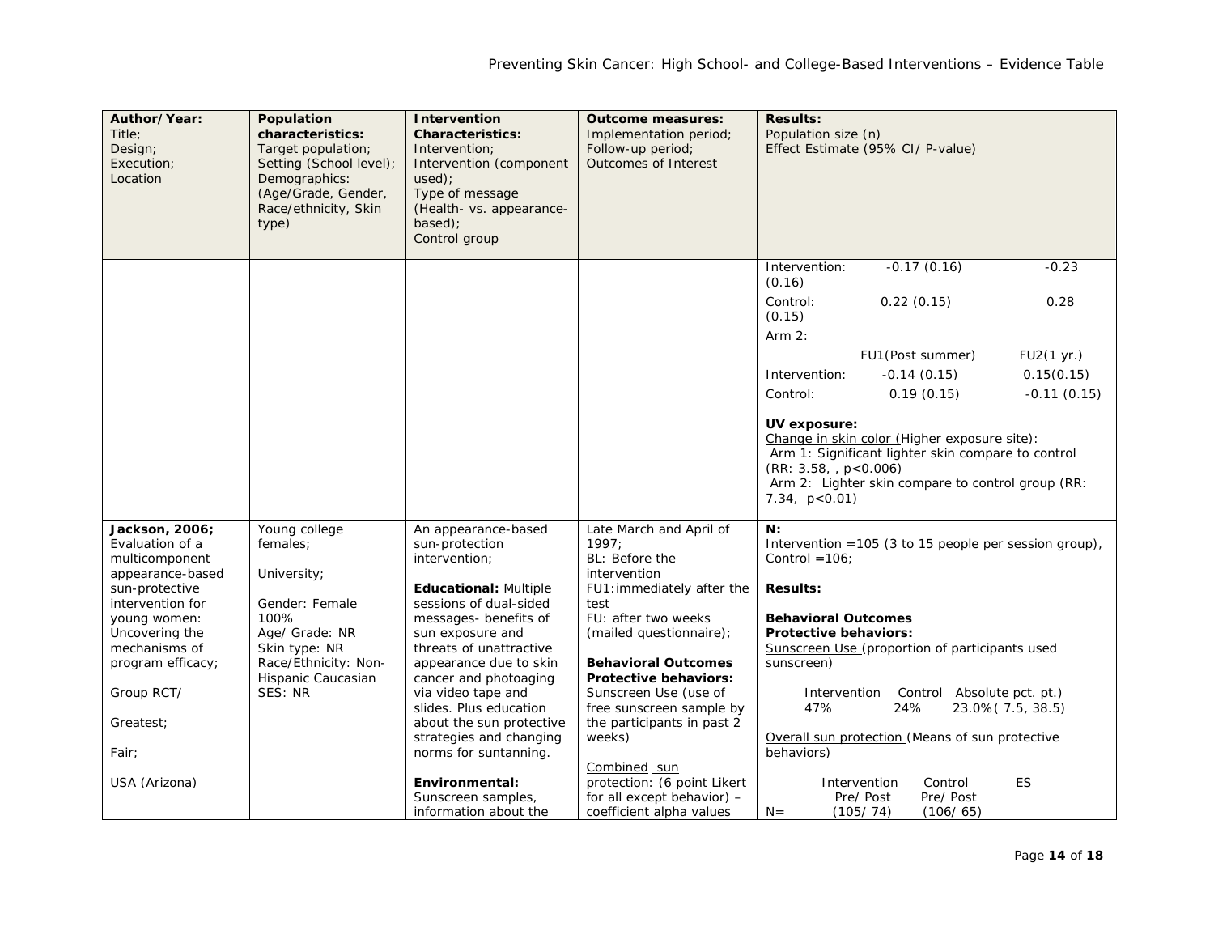| Author/Year:<br>Title;<br>Design;<br>Execution;<br>Location | Population characteristics:<br>Target population;<br>Setting (School level);<br>Demographics: (Age/Grade, Gender, Race/ethnicity, Skin type) | Intervention Characteristics:<br>Intervention;<br>Intervention (component used);<br>Type of message (Health- vs. appearance-based);<br>Control group | Outcome measures:<br>Implementation period;<br>Follow-up period;<br>Outcomes of Interest | Results:<br>Population size (n)<br>Effect Estimate (95% CI/ P-value) |
|---|---|---|---|---|
| | | | | Intervention: -0.17 (0.16) -0.23 (0.16)<br>Control: 0.22 (0.15) 0.28 (0.15)<br>Arm 2:<br>FU1(Post summer) FU2(1 yr.)<br>Intervention: -0.14 (0.15) 0.15(0.15)<br>Control: 0.19 (0.15) -0.11 (0.15)<br><br>**UV exposure:**<br>Change in skin color (Higher exposure site):<br>Arm 1: Significant lighter skin compare to control (RR: 3.58, , p<0.006)<br>Arm 2: Lighter skin compare to control group (RR: 7.34, p<0.01) |
| **Jackson, 2006;**<br>Evaluation of a multicomponent appearance-based sun-protective intervention for young women: Uncovering the mechanisms of program efficacy;<br><br>Group RCT/<br><br>Greatest;<br><br>Fair;<br><br>USA (Arizona) | Young college females;<br><br>University;<br><br>Gender: Female 100%<br>Age/ Grade: NR<br>Skin type: NR<br>Race/Ethnicity: Non-Hispanic Caucasian<br>SES: NR | An appearance-based sun-protection intervention;<br><br>**Educational:** Multiple sessions of dual-sided messages- benefits of sun exposure and threats of unattractive appearance due to skin cancer and photoaging via video tape and slides. Plus education about the sun protective strategies and changing norms for suntanning.<br><br>**Environmental:** Sunscreen samples, information about the | Late March and April of 1997;<br>BL: Before the intervention<br>FU1:immediately after the test<br>FU: after two weeks (mailed questionnaire);<br><br>**Behavioral Outcomes**<br>**Protective behaviors:**<br>Sunscreen Use (use of free sunscreen sample by the participants in past 2 weeks)<br><br>Combined sun protection: (6 point Likert for all except behavior) – coefficient alpha values | **N:**<br>Intervention =105 (3 to 15 people per session group), Control =106;<br><br>**Results:**<br><br>**Behavioral Outcomes**<br>**Protective behaviors:**<br>Sunscreen Use (proportion of participants used sunscreen)<br><br>Intervention Control Absolute pct. pt.)<br>47% 24% 23.0%( 7.5, 38.5)<br><br>Overall sun protection (Means of sun protective behaviors)<br><br>Intervention Control ES<br>Pre/ Post Pre/ Post<br>N= (105/ 74) (106/ 65) |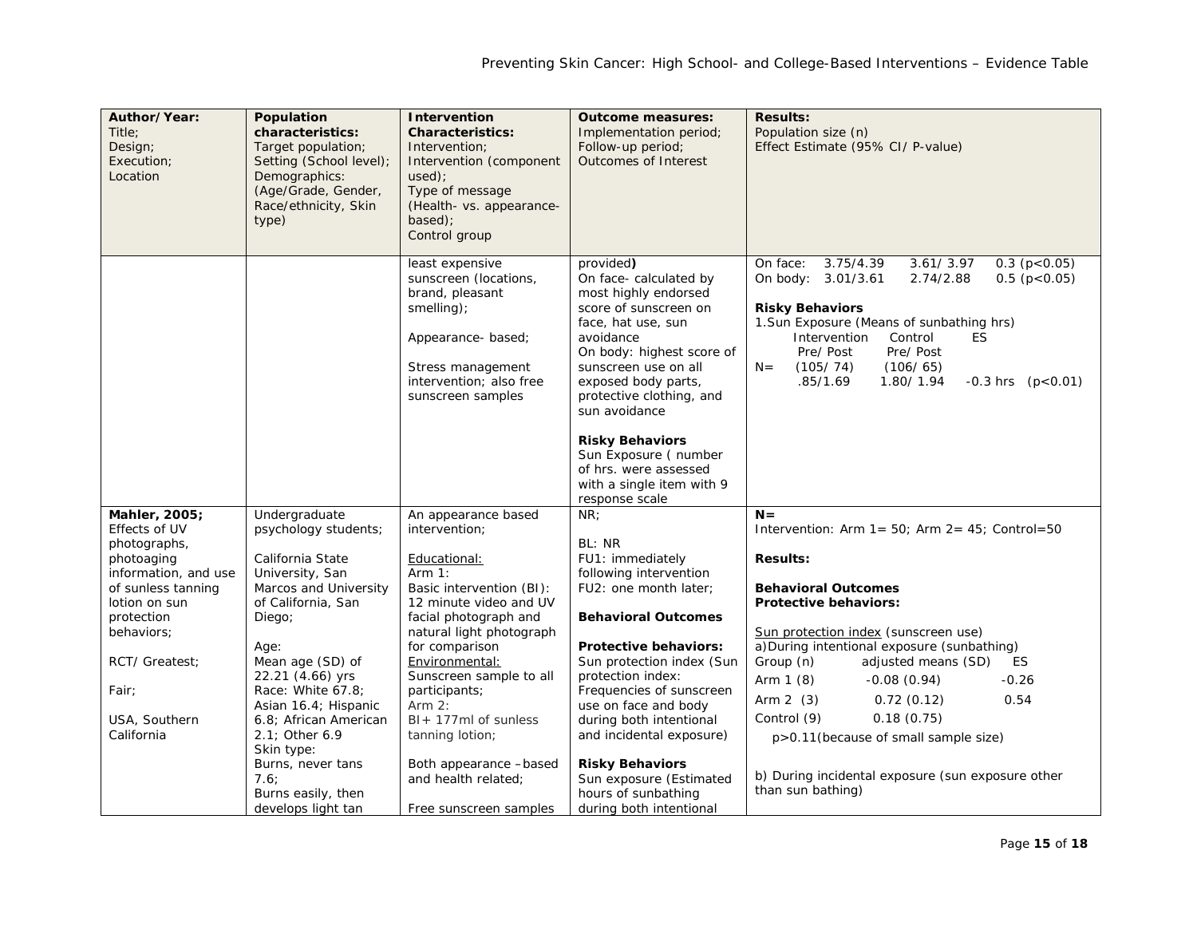| Author/Year: Title; Design; Execution; Location | Population characteristics: Target population; Setting (School level); Demographics: (Age/Grade, Gender, Race/ethnicity, Skin type) | Intervention Characteristics: Intervention; Intervention (component used); Type of message (Health- vs. appearance-based); Control group | Outcome measures: Implementation period; Follow-up period; Outcomes of Interest | Results: Population size (n) Effect Estimate (95% CI/ P-value) |
|---|---|---|---|---|
| | | least expensive sunscreen (locations, brand, pleasant smelling);<br><br>Appearance- based;<br><br>Stress management intervention; also free sunscreen samples | provided**)**<br>On face- calculated by most highly endorsed score of sunscreen on face, hat use, sun avoidance<br>On body: highest score of sunscreen use on all exposed body parts, protective clothing, and sun avoidance<br><br>**Risky Behaviors**<br>Sun Exposure ( number of hrs. were assessed with a single item with 9 response scale | On face: 3.75/4.39 3.61/ 3.97 0.3 ($p<0.05$)<br>On body: 3.01/3.61 2.74/2.88 0.5 ($p<0.05$)<br><br>**Risky Behaviors**<br>1.Sun Exposure (Means of sunbathing hrs)<br>Intervention Control ES<br>Pre/ Post Pre/ Post<br>N= (105/ 74) (106/ 65)<br>.85/1.69 1.80/ 1.94 -0.3 hrs ($p<0.01$) |
| **Mahler, 2005;**<br>Effects of UV photographs, photoaging information, and use of sunless tanning lotion on sun protection behaviors;<br><br>RCT/ Greatest;<br><br>Fair;<br><br>USA, Southern California | Undergraduate psychology students;<br><br>California State University, San Marcos and University of California, San Diego;<br><br>Age:<br>Mean age (SD) of 22.21 (4.66) yrs<br>Race: White 67.8; Asian 16.4; Hispanic 6.8; African American 2.1; Other 6.9<br>Skin type:<br>Burns, never tans 7.6;<br>Burns easily, then develops light tan | An appearance based intervention;<br><br><u>Educational:</u><br>Arm 1:<br>Basic intervention (BI): 12 minute video and UV facial photograph and natural light photograph for comparison<br><u>Environmental:</u><br>Sunscreen sample to all participants;<br>Arm 2:<br>BI+ 177ml of sunless tanning lotion;<br><br>Both appearance –based and health related;<br><br>Free sunscreen samples | NR;<br><br>BL: NR<br>FU1: immediately following intervention<br>FU2: one month later;<br><br>**Behavioral Outcomes**<br><br>**Protective behaviors:**<br>Sun protection index (Sun protection index: Frequencies of sunscreen use on face and body during both intentional and incidental exposure)<br><br>**Risky Behaviors**<br>Sun exposure (Estimated hours of sunbathing during both intentional | **N=**<br>Intervention: Arm 1= 50; Arm 2= 45; Control=50<br><br>**Results:**<br><br>**Behavioral Outcomes**<br>**Protective behaviors:**<br><br><u>Sun protection index</u> (sunscreen use)<br>a)During intentional exposure (sunbathing)<br>Group (n) adjusted means (SD) ES<br>Arm 1 (8) -0.08 (0.94) -0.26<br>Arm 2 (3) 0.72 (0.12) 0.54<br>Control (9) 0.18 (0.75)<br>$p>0.11$(because of small sample size)<br><br>b) During incidental exposure (sun exposure other than sun bathing) |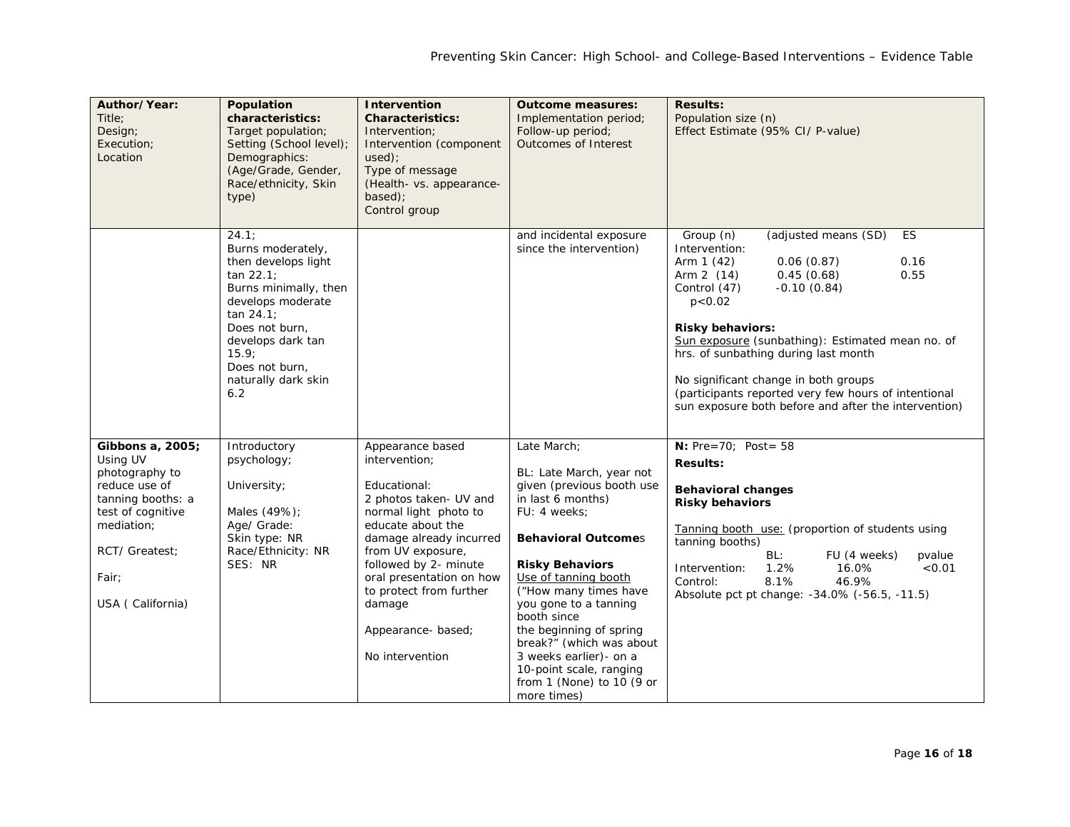| Author/Year: Title; Design; Execution; Location | Population characteristics: Target population; Setting (School level); Demographics: (Age/Grade, Gender, Race/ethnicity, Skin type) | Intervention Characteristics: Intervention; Intervention (component used); Type of message (Health- vs. appearance-based); Control group | Outcome measures: Implementation period; Follow-up period; Outcomes of Interest | Results: Population size (n) Effect Estimate (95% CI/ P-value) |
|---|---|---|---|---|
| | 24.1;<br>Burns moderately, then develops light tan 22.1;<br>Burns minimally, then develops moderate tan 24.1;<br>Does not burn, develops dark tan 15.9;<br>Does not burn, naturally dark skin 6.2 | | and incidental exposure since the intervention) | Group (n) (adjusted means (SD) ES<br>Intervention:<br>Arm 1 (42) 0.06 (0.87) 0.16<br>Arm 2 (14) 0.45 (0.68) 0.55<br>Control (47) -0.10 (0.84)<br>$p<0.02$<br><br>**Risky behaviors:**<br>Sun exposure (sunbathing): Estimated mean no. of hrs. of sunbathing during last month<br><br>No significant change in both groups (participants reported very few hours of intentional sun exposure both before and after the intervention) |
| **Gibbons a, 2005;**<br>Using UV photography to reduce use of tanning booths: a test of cognitive mediation;<br><br>RCT/ Greatest;<br><br>Fair;<br><br>USA ( California) | Introductory psychology;<br><br>University;<br><br>Males (49%);<br>Age/ Grade:<br>Skin type: NR<br>Race/Ethnicity: NR<br>SES: NR | Appearance based intervention;<br><br>Educational:<br>2 photos taken- UV and normal light photo to educate about the damage already incurred from UV exposure, followed by 2- minute oral presentation on how to protect from further damage<br><br>Appearance- based;<br><br>No intervention | Late March;<br><br>BL: Late March, year not given (previous booth use in last 6 months)<br>FU: 4 weeks;<br><br>**Behavioral Outcomes**<br><br>**Risky Behaviors**<br>Use of tanning booth ("How many times have you gone to a tanning booth since the beginning of spring break?" (which was about 3 weeks earlier)- on a 10-point scale, ranging from 1 (None) to 10 (9 or more times) | **N:** Pre=70; Post= 58<br>**Results:**<br><br>**Behavioral changes**<br>**Risky behaviors**<br><br>Tanning booth use: (proportion of students using tanning booths)<br>BL: FU (4 weeks) pvalue<br>Intervention: 1.2% 16.0% <0.01<br>Control: 8.1% 46.9%<br>Absolute pct pt change: -34.0% (-56.5, -11.5) |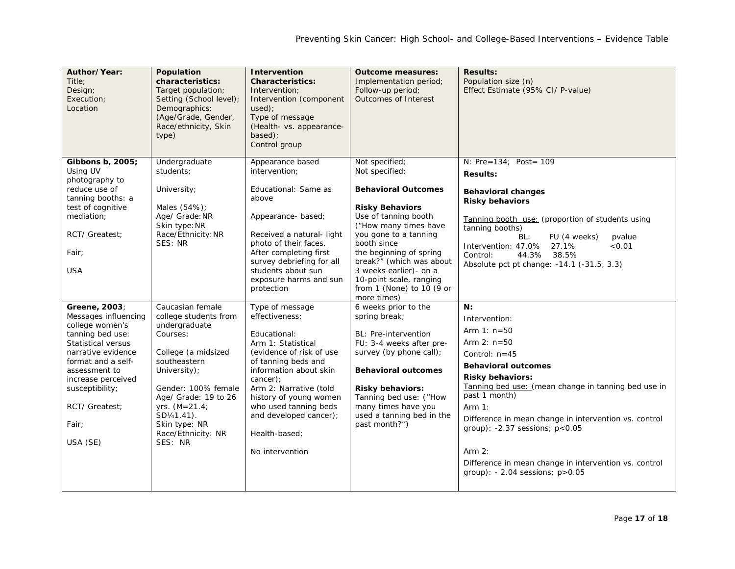| **Author/ Year:** Title; Design; Execution; Location | **Population characteristics:** Target population; Setting (School level); Demographics: (Age/Grade, Gender, Race/ethnicity, Skin type) | **Intervention Characteristics:** Intervention; Intervention (component used); Type of message (Health- vs. appearance-based); Control group | **Outcome measures:** Implementation period; Follow-up period; Outcomes of Interest | **Results:** Population size (n) Effect Estimate (95% CI/ P-value) |
|---|---|---|---|---|
| **Gibbons b, 2005;** Using UV photography to reduce use of tanning booths: a test of cognitive mediation; RCT/ Greatest; Fair; USA | Undergraduate students; University; Males (54%); Age/ Grade: NR Skin type: NR Race/Ethnicity: NR SES: NR | Appearance based intervention; Educational: Same as above; Appearance- based; Received a natural- light photo of their faces. After completing first survey debriefing for all students about sun exposure harms and sun protection | Not specified; Not specified; **Behavioral Outcomes** **Risky Behaviors** Use of tanning booth ("How many times have you gone to a tanning booth since the beginning of spring break?" (which was about 3 weeks earlier)- on a 10-point scale, ranging from 1 (None) to 10 (9 or more times) | N: Pre=134; Post= 109 **Results:** **Behavioral changes** **Risky behaviors** Tanning booth use: (proportion of students using tanning booths) BL: FU (4 weeks) pvalue Intervention: 47.0% 27.1% <0.01 Control: 44.3% 38.5% Absolute pct pt change: -14.1 (-31.5, 3.3) |
| **Greene, 2003**; Messages influencing college women's tanning bed use: Statistical versus narrative evidence format and a self-assessment to increase perceived susceptibility; RCT/ Greatest; Fair; USA (SE) | Caucasian female college students from undergraduate Courses; College (a midsized southeastern University); Gender: 100% female Age/ Grade: 19 to 26 yrs. (M=21.4; SD¼1.41). Skin type: NR Race/Ethnicity: NR SES: NR | Type of message effectiveness; Educational: Arm 1: Statistical (evidence of risk of use of tanning beds and information about skin cancer); Arm 2: Narrative (told history of young women who used tanning beds and developed cancer); Health-based; No intervention | 6 weeks prior to the spring break; BL: Pre-intervention FU: 3-4 weeks after pre-survey (by phone call); **Behavioral outcomes** **Risky behaviors:** Tanning bed use: (''How many times have you used a tanning bed in the past month?'') | **N:** Intervention: Arm 1: n=50 Arm 2: n=50 Control: n=45 **Behavioral outcomes** **Risky behaviors:** Tanning bed use: (mean change in tanning bed use in past 1 month) Arm 1: Difference in mean change in intervention vs. control group): -2.37 sessions; $p<0.05$ Arm 2: Difference in mean change in intervention vs. control group): - 2.04 sessions; $p>0.05$ |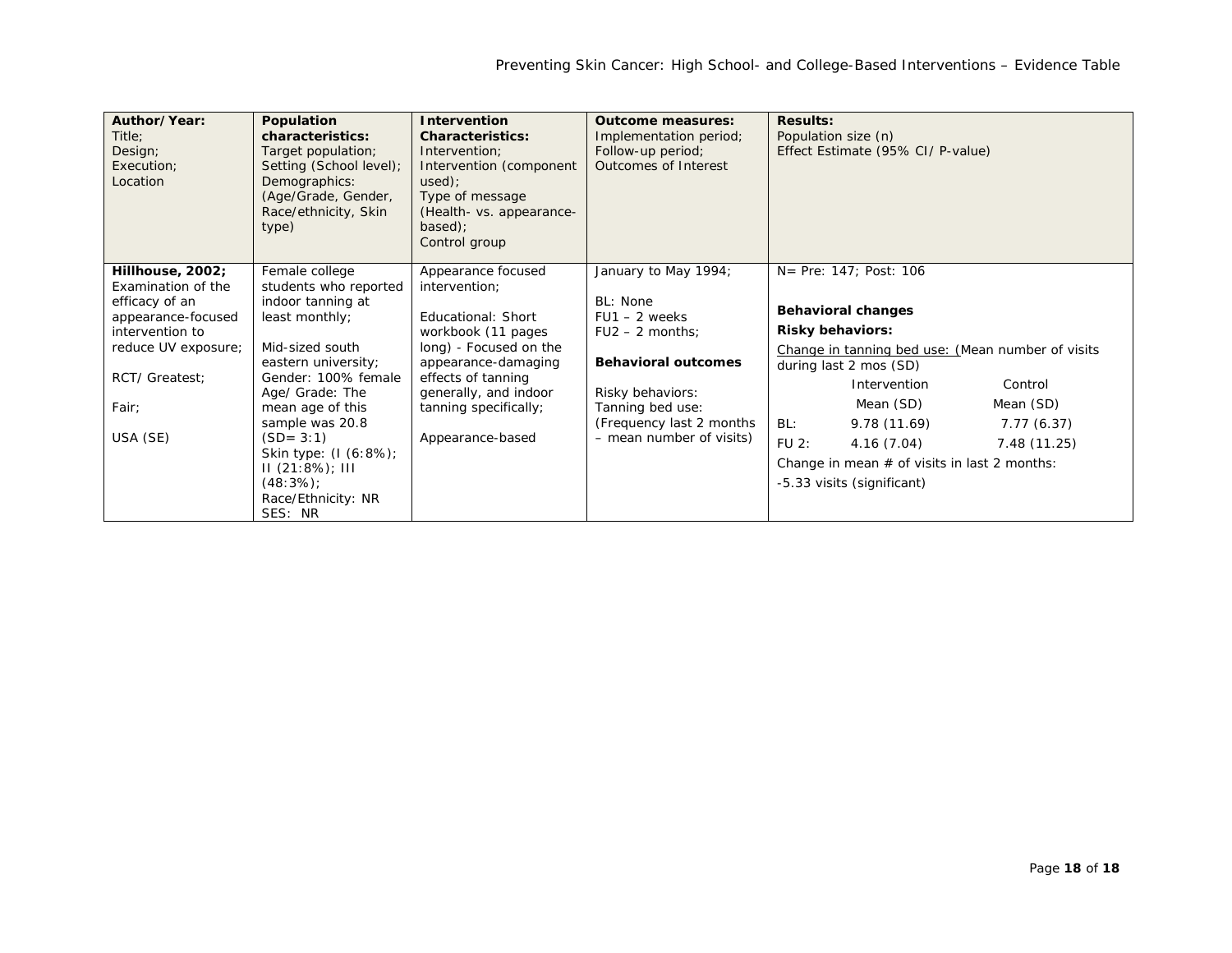| **Author/Year:** Title; Design; Execution; Location | **Population characteristics:** Target population; Setting (School level); Demographics: (Age/Grade, Gender, Race/ethnicity, Skin type) | **Intervention Characteristics:** Intervention; Intervention (component used); Type of message (Health- vs. appearance-based); Control group | **Outcome measures:** Implementation period; Follow-up period; Outcomes of Interest | **Results:** Population size (n) Effect Estimate (95% CI/ P-value) |
|---|---|---|---|---|
| **Hillhouse, 2002;** Examination of the efficacy of an appearance-focused intervention to reduce UV exposure;<br><br>RCT/ Greatest;<br><br>Fair;<br><br>USA (SE) | Female college students who reported indoor tanning at least monthly;<br><br>Mid-sized south eastern university;<br>Gender: 100% female<br>Age/ Grade: The mean age of this sample was 20.8 (SD= 3:1)<br>Skin type: (I (6:8%); II (21:8%); III (48:3%);<br>Race/Ethnicity: NR<br>SES: NR | Appearance focused intervention;<br><br>Educational: Short workbook (11 pages long) - Focused on the appearance-damaging effects of tanning generally, and indoor tanning specifically;<br><br>Appearance-based | January to May 1994;<br><br>BL: None<br>FU1 – 2 weeks<br>FU2 – 2 months;<br><br>**Behavioral outcomes**<br><br>Risky behaviors:<br>Tanning bed use: (Frequency last 2 months – mean number of visits) | N= Pre: 147; Post: 106<br><br>**Behavioral changes**<br>**Risky behaviors:**<br>Change in tanning bed use: (Mean number of visits during last 2 mos (SD)<br>Intervention Mean (SD) / Control Mean (SD)<br>BL: 9.78 (11.69) / 7.77 (6.37)<br>FU 2: 4.16 (7.04) / 7.48 (11.25)<br>Change in mean # of visits in last 2 months:<br>-5.33 visits (significant) |